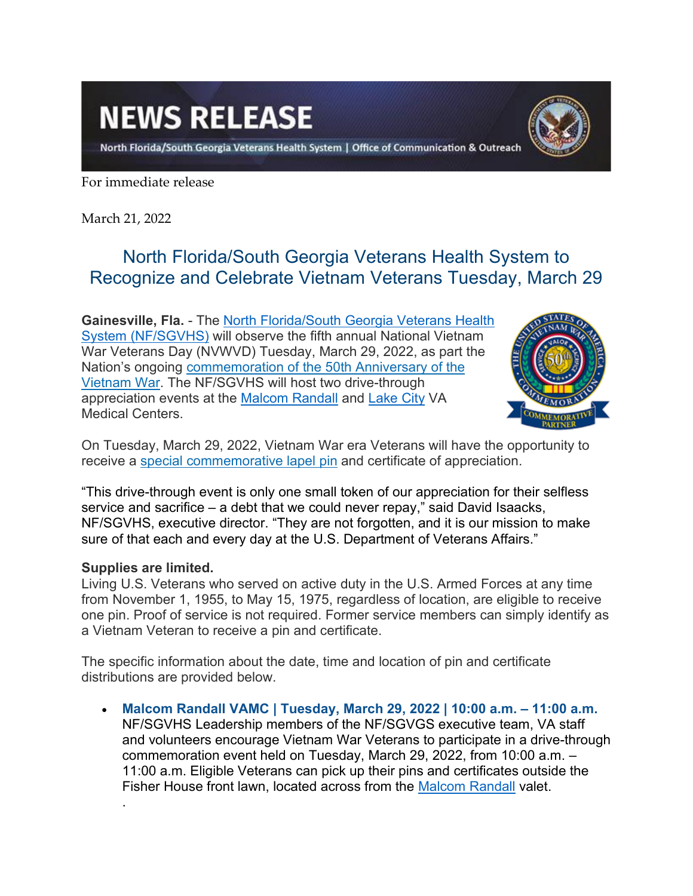# NEWS RELEASE

North Florida/South Georgia Veterans Health System | Office of Communication & Outreach

For immediate release

March 21, 2022

## North Florida/South Georgia Veterans Health System to Recognize and Celebrate Vietnam Veterans Tuesday, March 29

**Gainesville, Fla.** - The North Florida/South Georgia Veterans Health System (NF/SGVHS) will observe the fifth annual National Vietnam War Veterans Day (NVWVD) Tuesday, March 29, 2022, as part the Nation's ongoing commemoration of the 50th Anniversary of the Vietnam War. The NF/SGVHS will host two drive-through appreciation events at the Malcom Randall and Lake City VA Medical Centers.

On Tuesday, March 29, 2022, Vietnam War era Veterans will have the opportunity to receive a special commemorative lapel pin and certificate of appreciation.

"This drive-through event is only one small token of our appreciation for their selfless service and sacrifice – a debt that we could never repay," said David Isaacks, NF/SGVHS, executive director. "They are not forgotten, and it is our mission to make sure of that each and every day at the U.S. Department of Veterans Affairs."

**Supplies are limited.**
Living U.S. Veterans who served on active duty in the U.S. Armed Forces at any time from November 1, 1955, to May 15, 1975, regardless of location, are eligible to receive one pin. Proof of service is not required. Former service members can simply identify as a Vietnam Veteran to receive a pin and certificate.

The specific information about the date, time and location of pin and certificate distributions are provided below.

- **Malcom Randall VAMC | Tuesday, March 29, 2022 | 10:00 a.m. – 11:00 a.m.**
  NF/SGVHS Leadership members of the NF/SGVGS executive team, VA staff and volunteers encourage Vietnam War Veterans to participate in a drive-through commemoration event held on Tuesday, March 29, 2022, from 10:00 a.m. – 11:00 a.m. Eligible Veterans can pick up their pins and certificates outside the Fisher House front lawn, located across from the Malcom Randall valet.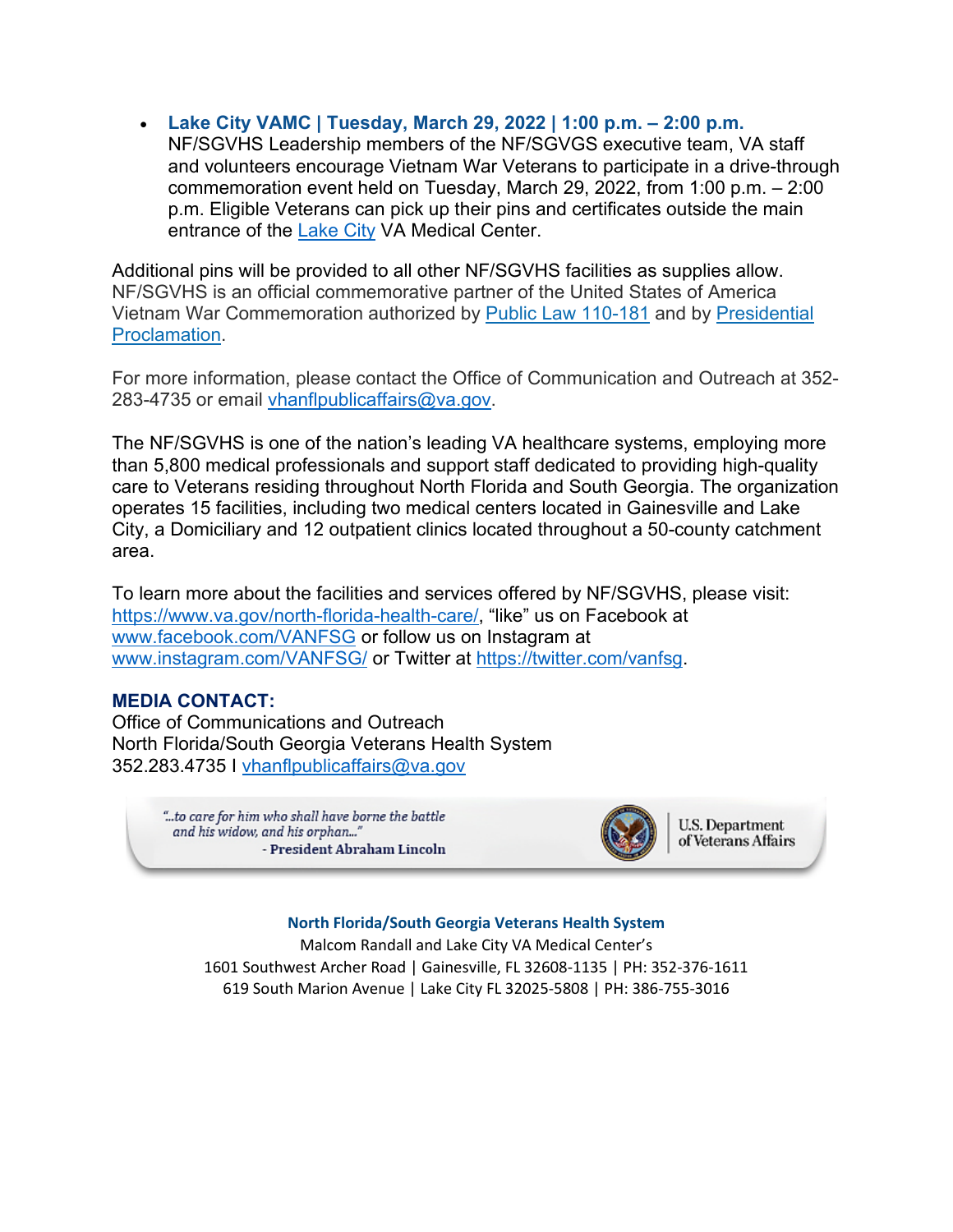- **Lake City VAMC | Tuesday, March 29, 2022 | 1:00 p.m. – 2:00 p.m.**
  NF/SGVHS Leadership members of the NF/SGVGS executive team, VA staff and volunteers encourage Vietnam War Veterans to participate in a drive-through commemoration event held on Tuesday, March 29, 2022, from 1:00 p.m. – 2:00 p.m. Eligible Veterans can pick up their pins and certificates outside the main entrance of the Lake City VA Medical Center.

Additional pins will be provided to all other NF/SGVHS facilities as supplies allow. NF/SGVHS is an official commemorative partner of the United States of America Vietnam War Commemoration authorized by Public Law 110-181 and by Presidential Proclamation.

For more information, please contact the Office of Communication and Outreach at 352-283-4735 or email vhanflpublicaffairs@va.gov.

The NF/SGVHS is one of the nation's leading VA healthcare systems, employing more than 5,800 medical professionals and support staff dedicated to providing high-quality care to Veterans residing throughout North Florida and South Georgia. The organization operates 15 facilities, including two medical centers located in Gainesville and Lake City, a Domiciliary and 12 outpatient clinics located throughout a 50-county catchment area.

To learn more about the facilities and services offered by NF/SGVHS, please visit: https://www.va.gov/north-florida-health-care/, "like" us on Facebook at www.facebook.com/VANFSG or follow us on Instagram at www.instagram.com/VANFSG/ or Twitter at https://twitter.com/vanfsg.

**MEDIA CONTACT:**
Office of Communications and Outreach
North Florida/South Georgia Veterans Health System
352.283.4735 I vhanflpublicaffairs@va.gov

*"...to care for him who shall have borne the battle and his widow, and his orphan..."*
**- President Abraham Lincoln**

U.S. Department of Veterans Affairs

**North Florida/South Georgia Veterans Health System**
Malcom Randall and Lake City VA Medical Center's
1601 Southwest Archer Road | Gainesville, FL 32608-1135 | PH: 352-376-1611
619 South Marion Avenue | Lake City FL 32025-5808 | PH: 386-755-3016